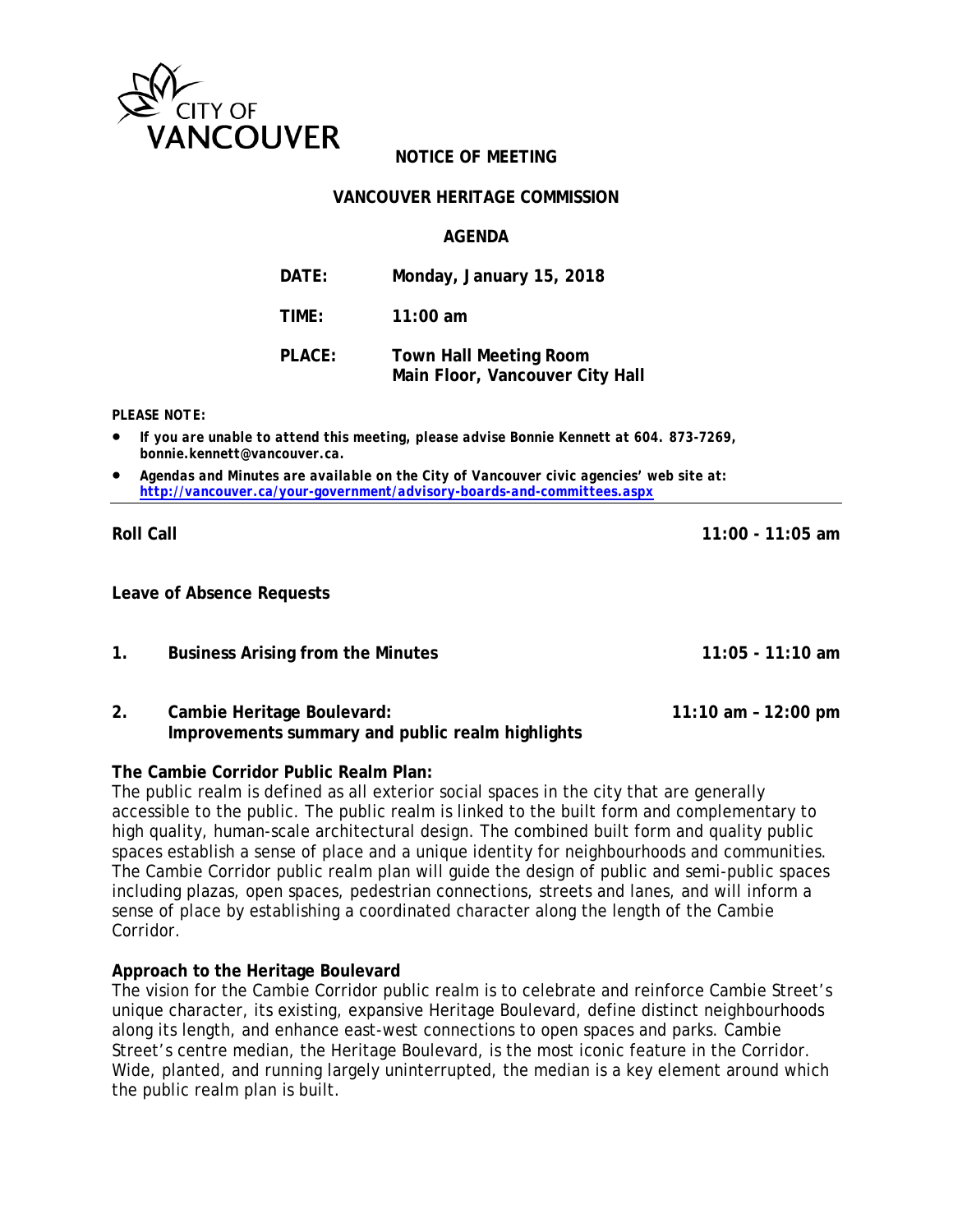CITY OF VANCOUVER

# NOTICE OF MEETING

## VANCOUVER HERITAGE COMMISSION

## AGENDA

**DATE:** Monday, January 15, 2018

**TIME:** 11:00 am

**PLACE:** Town Hall Meeting Room
Main Floor, Vancouver City Hall

***PLEASE NOTE:***

- ***If you are unable to attend this meeting, please advise Bonnie Kennett at 604. 873-7269, bonnie.kennett@vancouver.ca.***
- ***Agendas and Minutes are available on the City of Vancouver civic agencies' web site at: http://vancouver.ca/your-government/advisory-boards-and-committees.aspx***

---

**Roll Call** — **11:00 - 11:05 am**

**Leave of Absence Requests**

**1. Business Arising from the Minutes** — **11:05 - 11:10 am**

**2. Cambie Heritage Boulevard: Improvements summary and public realm highlights** — **11:10 am – 12:00 pm**

**The Cambie Corridor Public Realm Plan:**
The public realm is defined as all exterior social spaces in the city that are generally accessible to the public. The public realm is linked to the built form and complementary to high quality, human-scale architectural design. The combined built form and quality public spaces establish a sense of place and a unique identity for neighbourhoods and communities. The Cambie Corridor public realm plan will guide the design of public and semi-public spaces including plazas, open spaces, pedestrian connections, streets and lanes, and will inform a sense of place by establishing a coordinated character along the length of the Cambie Corridor.

**Approach to the Heritage Boulevard**
The vision for the Cambie Corridor public realm is to celebrate and reinforce Cambie Street's unique character, its existing, expansive Heritage Boulevard, define distinct neighbourhoods along its length, and enhance east-west connections to open spaces and parks. Cambie Street's centre median, the Heritage Boulevard, is the most iconic feature in the Corridor. Wide, planted, and running largely uninterrupted, the median is a key element around which the public realm plan is built.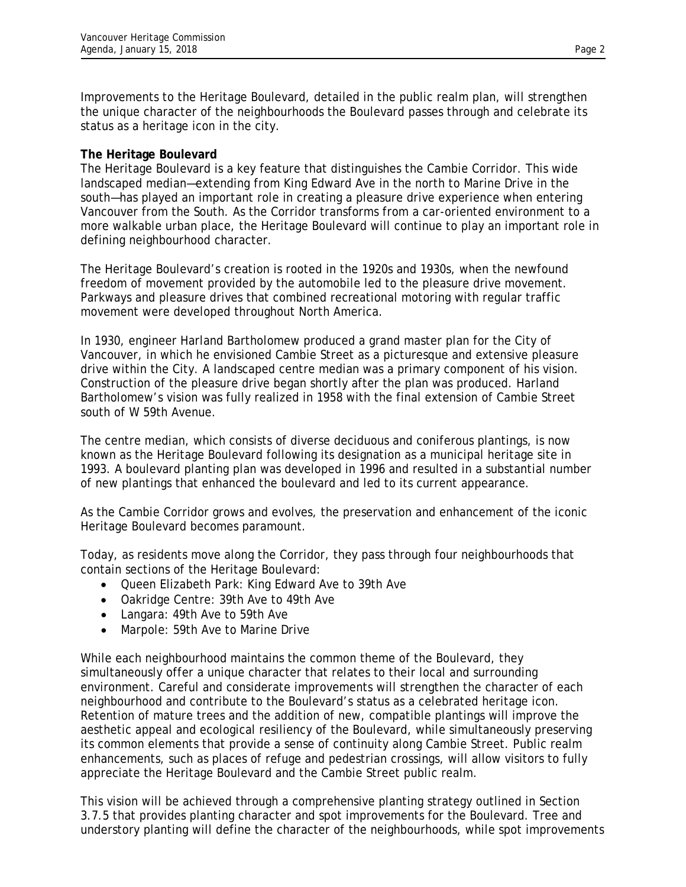Improvements to the Heritage Boulevard, detailed in the public realm plan, will strengthen the unique character of the neighbourhoods the Boulevard passes through and celebrate its status as a heritage icon in the city.

**The Heritage Boulevard**

The Heritage Boulevard is a key feature that distinguishes the Cambie Corridor. This wide landscaped median—extending from King Edward Ave in the north to Marine Drive in the south—has played an important role in creating a pleasure drive experience when entering Vancouver from the South. As the Corridor transforms from a car-oriented environment to a more walkable urban place, the Heritage Boulevard will continue to play an important role in defining neighbourhood character.

The Heritage Boulevard's creation is rooted in the 1920s and 1930s, when the newfound freedom of movement provided by the automobile led to the pleasure drive movement. Parkways and pleasure drives that combined recreational motoring with regular traffic movement were developed throughout North America.

In 1930, engineer Harland Bartholomew produced a grand master plan for the City of Vancouver, in which he envisioned Cambie Street as a picturesque and extensive pleasure drive within the City. A landscaped centre median was a primary component of his vision. Construction of the pleasure drive began shortly after the plan was produced. Harland Bartholomew's vision was fully realized in 1958 with the final extension of Cambie Street south of W 59th Avenue.

The centre median, which consists of diverse deciduous and coniferous plantings, is now known as the Heritage Boulevard following its designation as a municipal heritage site in 1993. A boulevard planting plan was developed in 1996 and resulted in a substantial number of new plantings that enhanced the boulevard and led to its current appearance.

As the Cambie Corridor grows and evolves, the preservation and enhancement of the iconic Heritage Boulevard becomes paramount.

Today, as residents move along the Corridor, they pass through four neighbourhoods that contain sections of the Heritage Boulevard:

- Queen Elizabeth Park: King Edward Ave to 39th Ave
- Oakridge Centre: 39th Ave to 49th Ave
- Langara: 49th Ave to 59th Ave
- Marpole: 59th Ave to Marine Drive

While each neighbourhood maintains the common theme of the Boulevard, they simultaneously offer a unique character that relates to their local and surrounding environment. Careful and considerate improvements will strengthen the character of each neighbourhood and contribute to the Boulevard's status as a celebrated heritage icon. Retention of mature trees and the addition of new, compatible plantings will improve the aesthetic appeal and ecological resiliency of the Boulevard, while simultaneously preserving its common elements that provide a sense of continuity along Cambie Street. Public realm enhancements, such as places of refuge and pedestrian crossings, will allow visitors to fully appreciate the Heritage Boulevard and the Cambie Street public realm.

This vision will be achieved through a comprehensive planting strategy outlined in Section 3.7.5 that provides planting character and spot improvements for the Boulevard. Tree and understory planting will define the character of the neighbourhoods, while spot improvements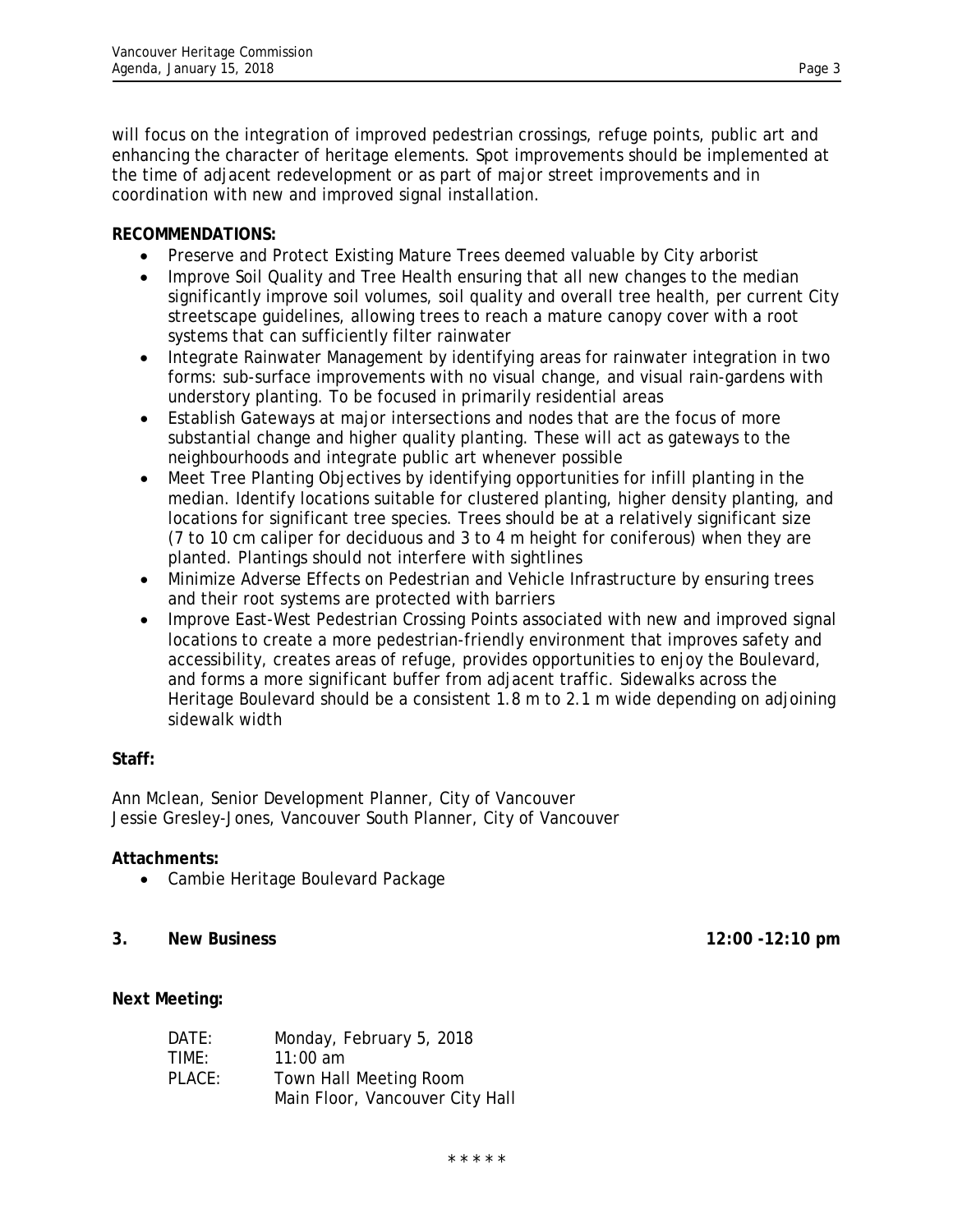will focus on the integration of improved pedestrian crossings, refuge points, public art and enhancing the character of heritage elements. Spot improvements should be implemented at the time of adjacent redevelopment or as part of major street improvements and in coordination with new and improved signal installation.

**RECOMMENDATIONS:**

- Preserve and Protect Existing Mature Trees deemed valuable by City arborist
- Improve Soil Quality and Tree Health ensuring that all new changes to the median significantly improve soil volumes, soil quality and overall tree health, per current City streetscape guidelines, allowing trees to reach a mature canopy cover with a root systems that can sufficiently filter rainwater
- Integrate Rainwater Management by identifying areas for rainwater integration in two forms: sub-surface improvements with no visual change, and visual rain-gardens with understory planting. To be focused in primarily residential areas
- Establish Gateways at major intersections and nodes that are the focus of more substantial change and higher quality planting. These will act as gateways to the neighbourhoods and integrate public art whenever possible
- Meet Tree Planting Objectives by identifying opportunities for infill planting in the median. Identify locations suitable for clustered planting, higher density planting, and locations for significant tree species. Trees should be at a relatively significant size (7 to 10 cm caliper for deciduous and 3 to 4 m height for coniferous) when they are planted. Plantings should not interfere with sightlines
- Minimize Adverse Effects on Pedestrian and Vehicle Infrastructure by ensuring trees and their root systems are protected with barriers
- Improve East-West Pedestrian Crossing Points associated with new and improved signal locations to create a more pedestrian-friendly environment that improves safety and accessibility, creates areas of refuge, provides opportunities to enjoy the Boulevard, and forms a more significant buffer from adjacent traffic. Sidewalks across the Heritage Boulevard should be a consistent 1.8 m to 2.1 m wide depending on adjoining sidewalk width

**Staff:**

Ann Mclean, Senior Development Planner, City of Vancouver
Jessie Gresley-Jones, Vancouver South Planner, City of Vancouver

**Attachments:**

- Cambie Heritage Boulevard Package

**3. New Business** **12:00 -12:10 pm**

**Next Meeting:**

| | |
|---|---|
| DATE: | Monday, February 5, 2018 |
| TIME: | 11:00 am |
| PLACE: | Town Hall Meeting Room<br>Main Floor, Vancouver City Hall |

\* \* \* \* \*